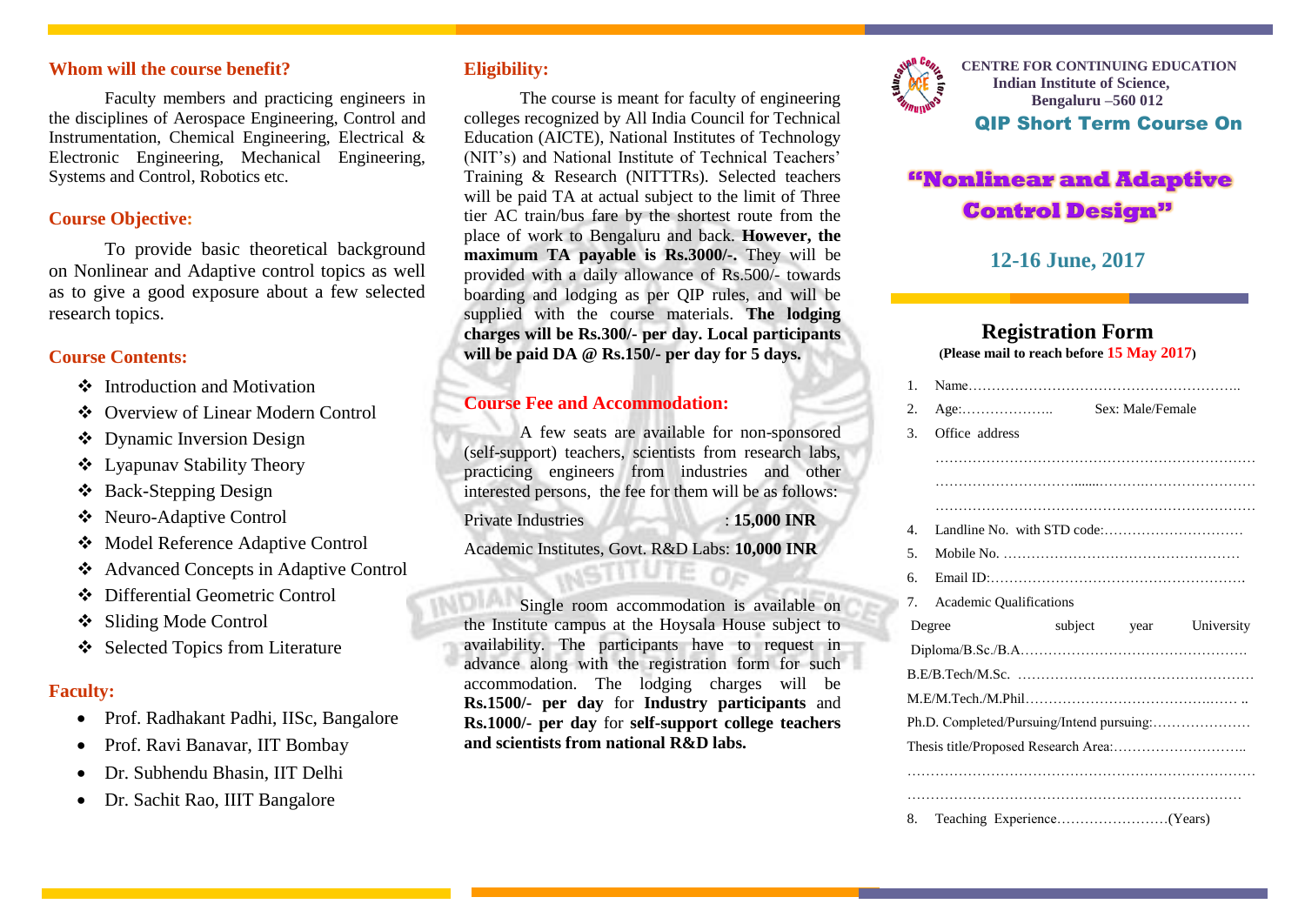## Whom will the course benefit?

Faculty members and practicing engineers in the disciplines of Aerospace Engineering, Control and Instrumentation, Chemical Engineering, Electrical & Electronic Engineering, Mechanical Engineering, Systems and Control, Robotics etc.

## Course Objective:

To provide basic theoretical background on Nonlinear and Adaptive control topics as well as to give a good exposure about a few selected research topics.

## Course Contents:

- Introduction and Motivation
- Overview of Linear Modern Control
- Dynamic Inversion Design
- Lyapunav Stability Theory
- Back-Stepping Design
- Neuro-Adaptive Control
- Model Reference Adaptive Control
- Advanced Concepts in Adaptive Control
- Differential Geometric Control
- Sliding Mode Control
- Selected Topics from Literature

## Faculty:

- Prof. Radhakant Padhi, IISc, Bangalore
- Prof. Ravi Banavar, IIT Bombay
- Dr. Subhendu Bhasin, IIT Delhi
- Dr. Sachit Rao, IIIT Bangalore

## Eligibility:

The course is meant for faculty of engineering colleges recognized by All India Council for Technical Education (AICTE), National Institutes of Technology (NIT's) and National Institute of Technical Teachers' Training & Research (NITTTRs). Selected teachers will be paid TA at actual subject to the limit of Three tier AC train/bus fare by the shortest route from the place of work to Bengaluru and back. **However, the maximum TA payable is Rs.3000/-.** They will be provided with a daily allowance of Rs.500/- towards boarding and lodging as per QIP rules, and will be supplied with the course materials. **The lodging charges will be Rs.300/- per day. Local participants will be paid DA @ Rs.150/- per day for 5 days.**

## Course Fee and Accommodation:

A few seats are available for non-sponsored (self-support) teachers, scientists from research labs, practicing engineers from industries and other interested persons, the fee for them will be as follows:

Private Industries : **15,000 INR**

Academic Institutes, Govt. R&D Labs: **10,000 INR**

Single room accommodation is available on the Institute campus at the Hoysala House subject to availability. The participants have to request in advance along with the registration form for such accommodation. The lodging charges will be **Rs.1500/- per day** for **Industry participants** and **Rs.1000/- per day** for **self-support college teachers and scientists from national R&D labs.**

**CENTRE FOR CONTINUING EDUCATION**
**Indian Institute of Science,**
**Bengaluru –560 012**

**QIP Short Term Course On**

# "Nonlinear and Adaptive Control Design"

**12-16 June, 2017**

## Registration Form

**(Please mail to reach before 15 May 2017)**

1. Name…………………………………………………..
2. Age:……………….. Sex: Male/Female
3. Office address
   ……………………………………………………………
   ……………………………………………………………
   ……………………………………………………………
4. Landline No. with STD code:…………………………
5. Mobile No. ……………………………………………
6. Email ID:………………………………………………
7. Academic Qualifications

Degree subject year University

Diploma/B.Sc./B.A…………………………………………

B.E/B.Tech/M.Sc. ……………………………………………

M.E/M.Tech./M.Phil……………………………………… ..

Ph.D. Completed/Pursuing/Intend pursuing:…………………

Thesis title/Proposed Research Area:………………………..

………………………………………………………………

………………………………………………………………

8. Teaching Experience……………………(Years)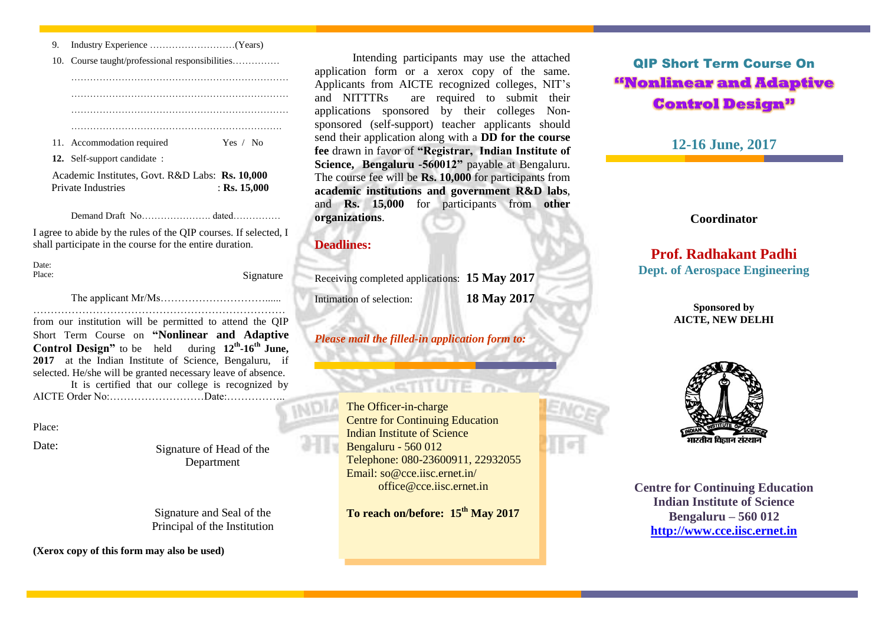9. Industry Experience ………………………(Years)
10. Course taught/professional responsibilities……………

……………………………………………………………
……………………………………………………………
……………………………………………………………
……………………………………………………………

11. Accommodation required Yes / No
12. **Self-support candidate :**

Academic Institutes, Govt. R&D Labs: **Rs. 10,000**
Private Industries : **Rs. 15,000**

Demand Draft No…………………. dated……………

I agree to abide by the rules of the QIP courses. If selected, I shall participate in the course for the entire duration.

Date:
Place:

Signature

The applicant Mr/Ms…………………………......
…………………………………………………………………
from our institution will be permitted to attend the QIP Short Term Course on **"Nonlinear and Adaptive Control Design"** to be held during **12th-16th June, 2017** at the Indian Institute of Science, Bengaluru, if selected. He/she will be granted necessary leave of absence.

It is certified that our college is recognized by AICTE Order No:………………………Date:……………..

Place:

Date:

Signature of Head of the Department

Signature and Seal of the Principal of the Institution

**(Xerox copy of this form may also be used)**

Intending participants may use the attached application form or a xerox copy of the same. Applicants from AICTE recognized colleges, NIT's and NITTTRs are required to submit their applications sponsored by their colleges Non-sponsored (self-support) teacher applicants should send their application along with a **DD for the course fee** drawn in favor of **"Registrar, Indian Institute of Science, Bengaluru -560012"** payable at Bengaluru. The course fee will be **Rs. 10,000** for participants from **academic institutions and government R&D labs**, and **Rs. 15,000** for participants from **other organizations**.

## Deadlines:

Receiving completed applications: **15 May 2017**

Intimation of selection: **18 May 2017**

***Please mail the filled-in application form to:***

The Officer-in-charge
Centre for Continuing Education
Indian Institute of Science
Bengaluru - 560 012
Telephone: 080-23600911, 22932055
Email: so@cce.iisc.ernet.in/
office@cce.iisc.ernet.in

**To reach on/before: 15th May 2017**

# QIP Short Term Course On "Nonlinear and Adaptive Control Design"

## 12-16 June, 2017

**Coordinator**

**Prof. Radhakant Padhi**
**Dept. of Aerospace Engineering**

**Sponsored by**
**AICTE, NEW DELHI**

**Centre for Continuing Education**
**Indian Institute of Science**
**Bengaluru – 560 012**
**http://www.cce.iisc.ernet.in**